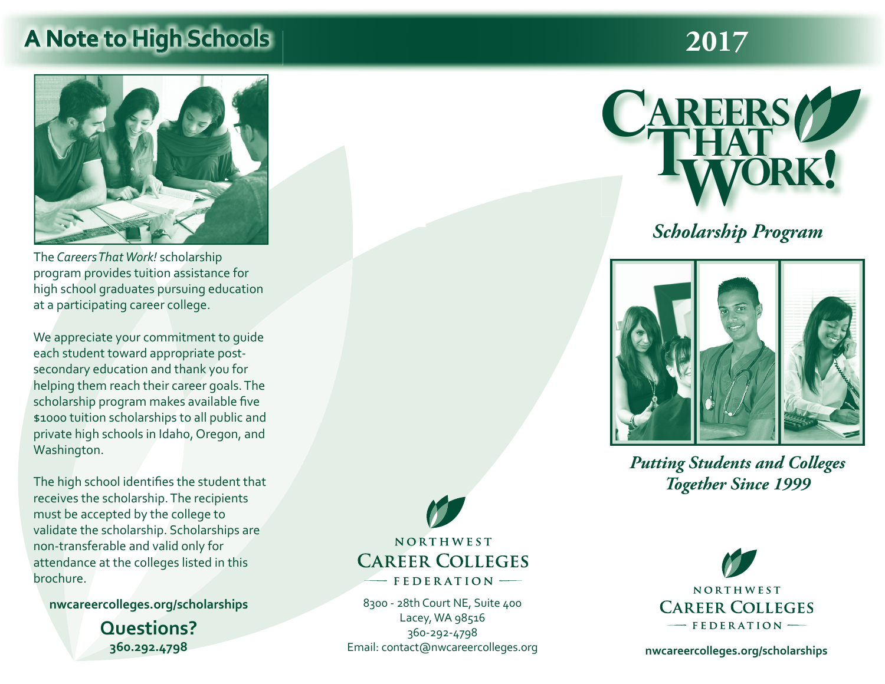## A Note to High Schools

The *Careers That Work!* scholarship program provides tuition assistance for high school graduates pursuing education at a participating career college.

We appreciate your commitment to guide each student toward appropriate post-secondary education and thank you for helping them reach their career goals. The scholarship program makes available five $1000 tuition scholarships to all public and private high schools in Idaho, Oregon, and Washington.

The high school identifies the student that receives the scholarship. The recipients must be accepted by the college to validate the scholarship. Scholarships are non-transferable and valid only for attendance at the colleges listed in this brochure.

**nwcareercolleges.org/scholarships**

**Questions?**
**360.292.4798**

NORTHWEST
CAREER COLLEGES
FEDERATION

8300 - 28th Court NE, Suite 400
Lacey, WA 98516
360-292-4798
Email: contact@nwcareercolleges.org

# 2017

# Careers That Work!

## *Scholarship Program*

***Putting Students and Colleges Together Since 1999***

NORTHWEST
CAREER COLLEGES
FEDERATION

**nwcareercolleges.org/scholarships**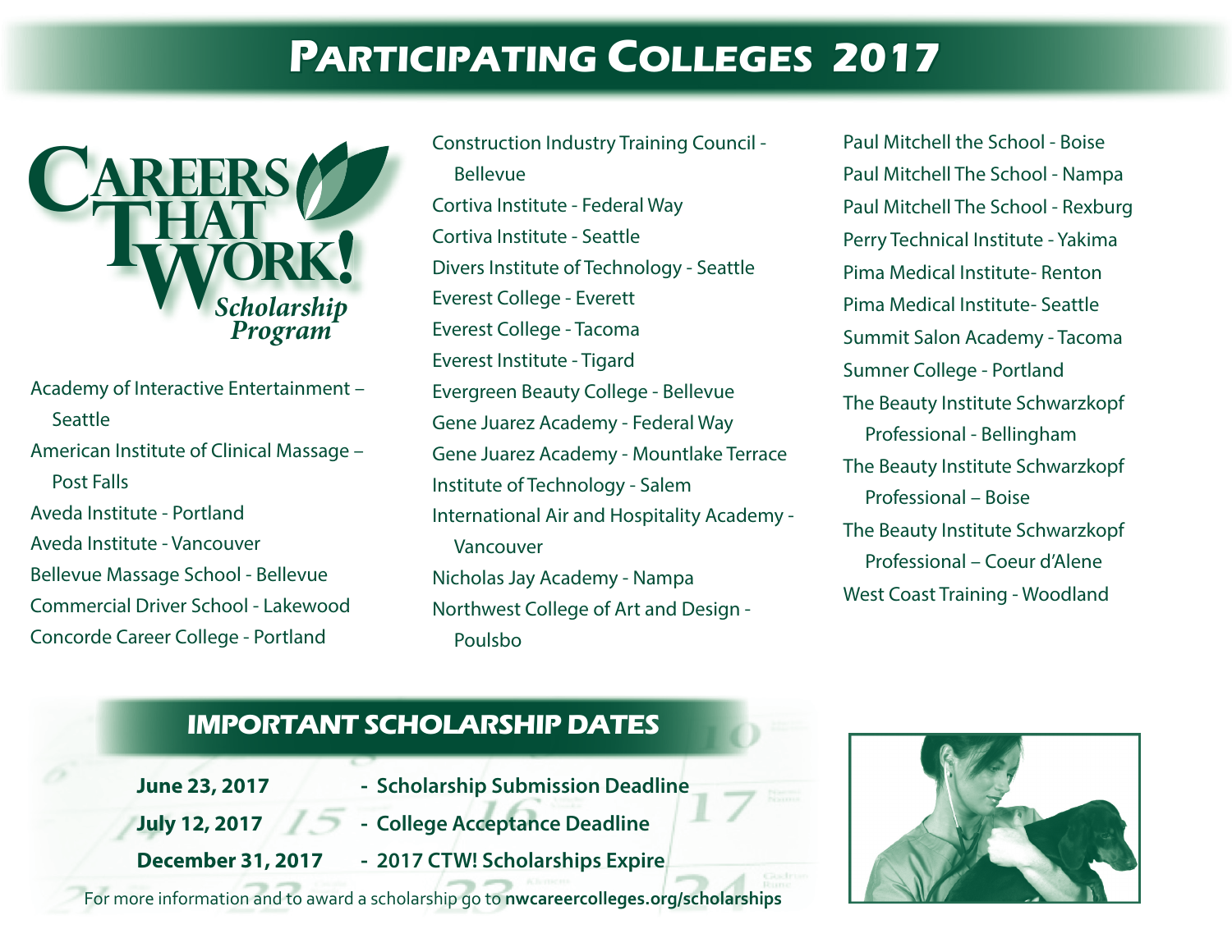# Participating Colleges 2017

Careers That Work! Scholarship Program

- Academy of Interactive Entertainment – Seattle
- American Institute of Clinical Massage – Post Falls
- Aveda Institute - Portland
- Aveda Institute - Vancouver
- Bellevue Massage School - Bellevue
- Commercial Driver School - Lakewood
- Concorde Career College - Portland
- Construction Industry Training Council - Bellevue
- Cortiva Institute - Federal Way
- Cortiva Institute - Seattle
- Divers Institute of Technology - Seattle
- Everest College - Everett
- Everest College - Tacoma
- Everest Institute - Tigard
- Evergreen Beauty College - Bellevue
- Gene Juarez Academy - Federal Way
- Gene Juarez Academy - Mountlake Terrace
- Institute of Technology - Salem
- International Air and Hospitality Academy - Vancouver
- Nicholas Jay Academy - Nampa
- Northwest College of Art and Design - Poulsbo
- Paul Mitchell the School - Boise
- Paul Mitchell The School - Nampa
- Paul Mitchell The School - Rexburg
- Perry Technical Institute - Yakima
- Pima Medical Institute- Renton
- Pima Medical Institute- Seattle
- Summit Salon Academy - Tacoma
- Sumner College - Portland
- The Beauty Institute Schwarzkopf Professional - Bellingham
- The Beauty Institute Schwarzkopf Professional – Boise
- The Beauty Institute Schwarzkopf Professional – Coeur d'Alene
- West Coast Training - Woodland

## IMPORTANT SCHOLARSHIP DATES

**June 23, 2017** - **Scholarship Submission Deadline**

**July 12, 2017** - **College Acceptance Deadline**

**December 31, 2017** - **2017 CTW! Scholarships Expire**

For more information and to award a scholarship go to **nwcareercolleges.org/scholarships**